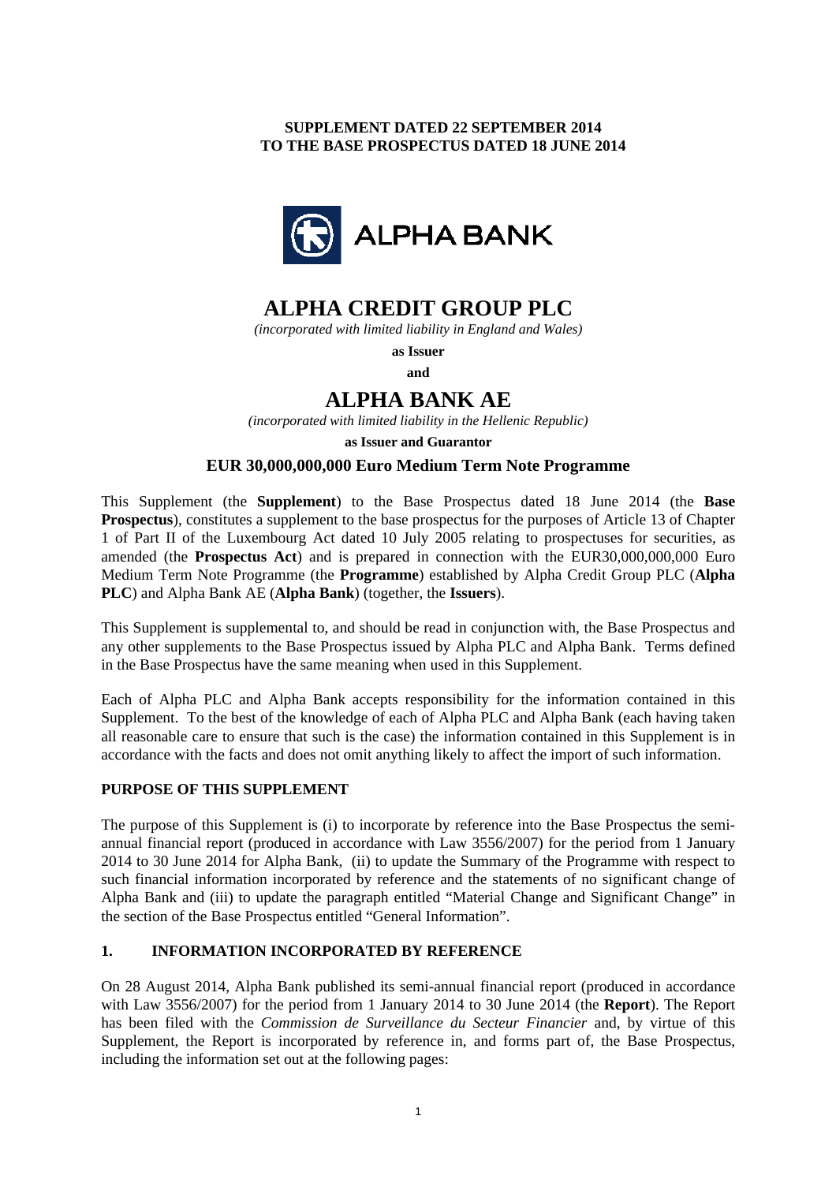**SUPPLEMENT DATED 22 SEPTEMBER 2014**
**TO THE BASE PROSPECTUS DATED 18 JUNE 2014**

# ALPHA CREDIT GROUP PLC

*(incorporated with limited liability in England and Wales)*

**as Issuer**

**and**

# ALPHA BANK AE

*(incorporated with limited liability in the Hellenic Republic)*

**as Issuer and Guarantor**

**EUR 30,000,000,000 Euro Medium Term Note Programme**

This Supplement (the **Supplement**) to the Base Prospectus dated 18 June 2014 (the **Base Prospectus**), constitutes a supplement to the base prospectus for the purposes of Article 13 of Chapter 1 of Part II of the Luxembourg Act dated 10 July 2005 relating to prospectuses for securities, as amended (the **Prospectus Act**) and is prepared in connection with the EUR30,000,000,000 Euro Medium Term Note Programme (the **Programme**) established by Alpha Credit Group PLC (**Alpha PLC**) and Alpha Bank AE (**Alpha Bank**) (together, the **Issuers**).

This Supplement is supplemental to, and should be read in conjunction with, the Base Prospectus and any other supplements to the Base Prospectus issued by Alpha PLC and Alpha Bank. Terms defined in the Base Prospectus have the same meaning when used in this Supplement.

Each of Alpha PLC and Alpha Bank accepts responsibility for the information contained in this Supplement. To the best of the knowledge of each of Alpha PLC and Alpha Bank (each having taken all reasonable care to ensure that such is the case) the information contained in this Supplement is in accordance with the facts and does not omit anything likely to affect the import of such information.

## PURPOSE OF THIS SUPPLEMENT

The purpose of this Supplement is (i) to incorporate by reference into the Base Prospectus the semi-annual financial report (produced in accordance with Law 3556/2007) for the period from 1 January 2014 to 30 June 2014 for Alpha Bank, (ii) to update the Summary of the Programme with respect to such financial information incorporated by reference and the statements of no significant change of Alpha Bank and (iii) to update the paragraph entitled "Material Change and Significant Change" in the section of the Base Prospectus entitled "General Information".

## 1. INFORMATION INCORPORATED BY REFERENCE

On 28 August 2014, Alpha Bank published its semi-annual financial report (produced in accordance with Law 3556/2007) for the period from 1 January 2014 to 30 June 2014 (the **Report**). The Report has been filed with the *Commission de Surveillance du Secteur Financier* and, by virtue of this Supplement, the Report is incorporated by reference in, and forms part of, the Base Prospectus, including the information set out at the following pages: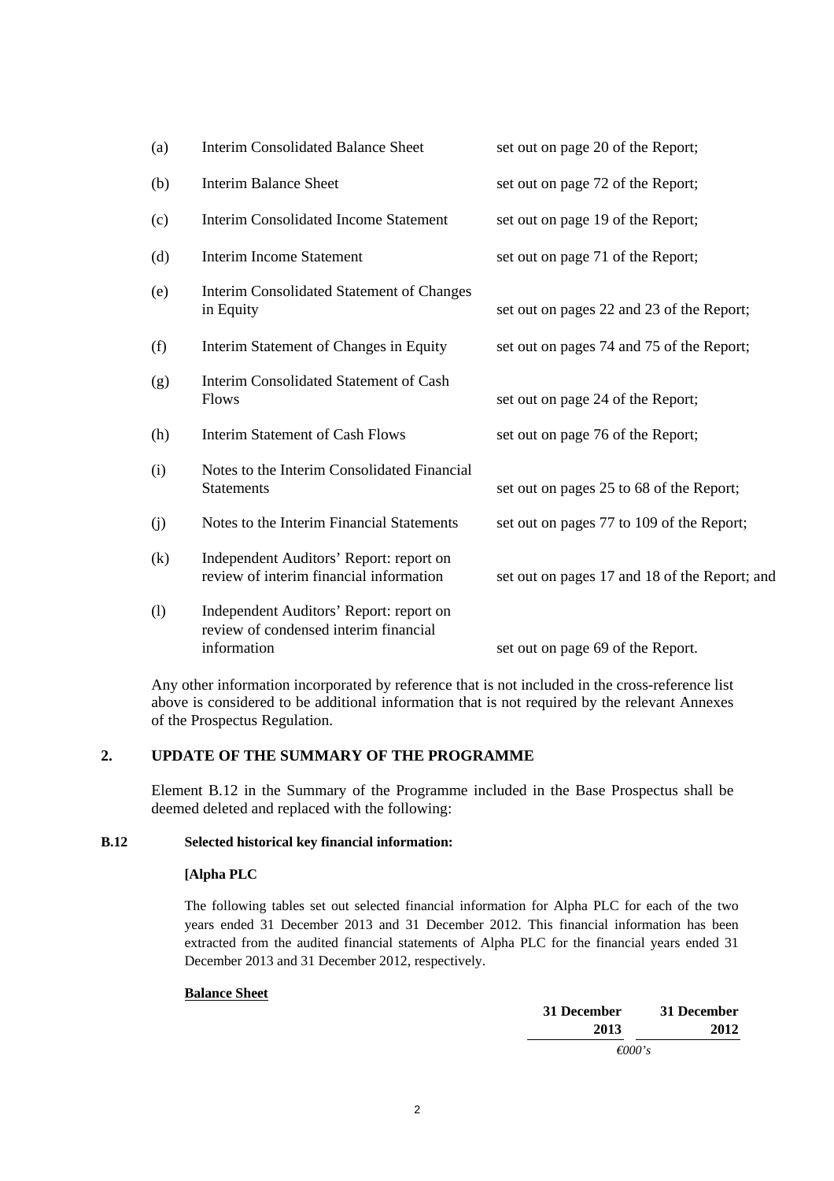| | | |
|---|---|---|
| (a) | Interim Consolidated Balance Sheet | set out on page 20 of the Report; |
| (b) | Interim Balance Sheet | set out on page 72 of the Report; |
| (c) | Interim Consolidated Income Statement | set out on page 19 of the Report; |
| (d) | Interim Income Statement | set out on page 71 of the Report; |
| (e) | Interim Consolidated Statement of Changes in Equity | set out on pages 22 and 23 of the Report; |
| (f) | Interim Statement of Changes in Equity | set out on pages 74 and 75 of the Report; |
| (g) | Interim Consolidated Statement of Cash Flows | set out on page 24 of the Report; |
| (h) | Interim Statement of Cash Flows | set out on page 76 of the Report; |
| (i) | Notes to the Interim Consolidated Financial Statements | set out on pages 25 to 68 of the Report; |
| (j) | Notes to the Interim Financial Statements | set out on pages 77 to 109 of the Report; |
| (k) | Independent Auditors' Report: report on review of interim financial information | set out on pages 17 and 18 of the Report; and |
| (l) | Independent Auditors' Report: report on review of condensed interim financial information | set out on page 69 of the Report. |

Any other information incorporated by reference that is not included in the cross-reference list above is considered to be additional information that is not required by the relevant Annexes of the Prospectus Regulation.

## 2. UPDATE OF THE SUMMARY OF THE PROGRAMME

Element B.12 in the Summary of the Programme included in the Base Prospectus shall be deemed deleted and replaced with the following:

**B.12 Selected historical key financial information:**

**[Alpha PLC**

The following tables set out selected financial information for Alpha PLC for each of the two years ended 31 December 2013 and 31 December 2012. This financial information has been extracted from the audited financial statements of Alpha PLC for the financial years ended 31 December 2013 and 31 December 2012, respectively.

**Balance Sheet**

| | 31 December 2013 | 31 December 2012 |
|---|---|---|
| | *€000's* | |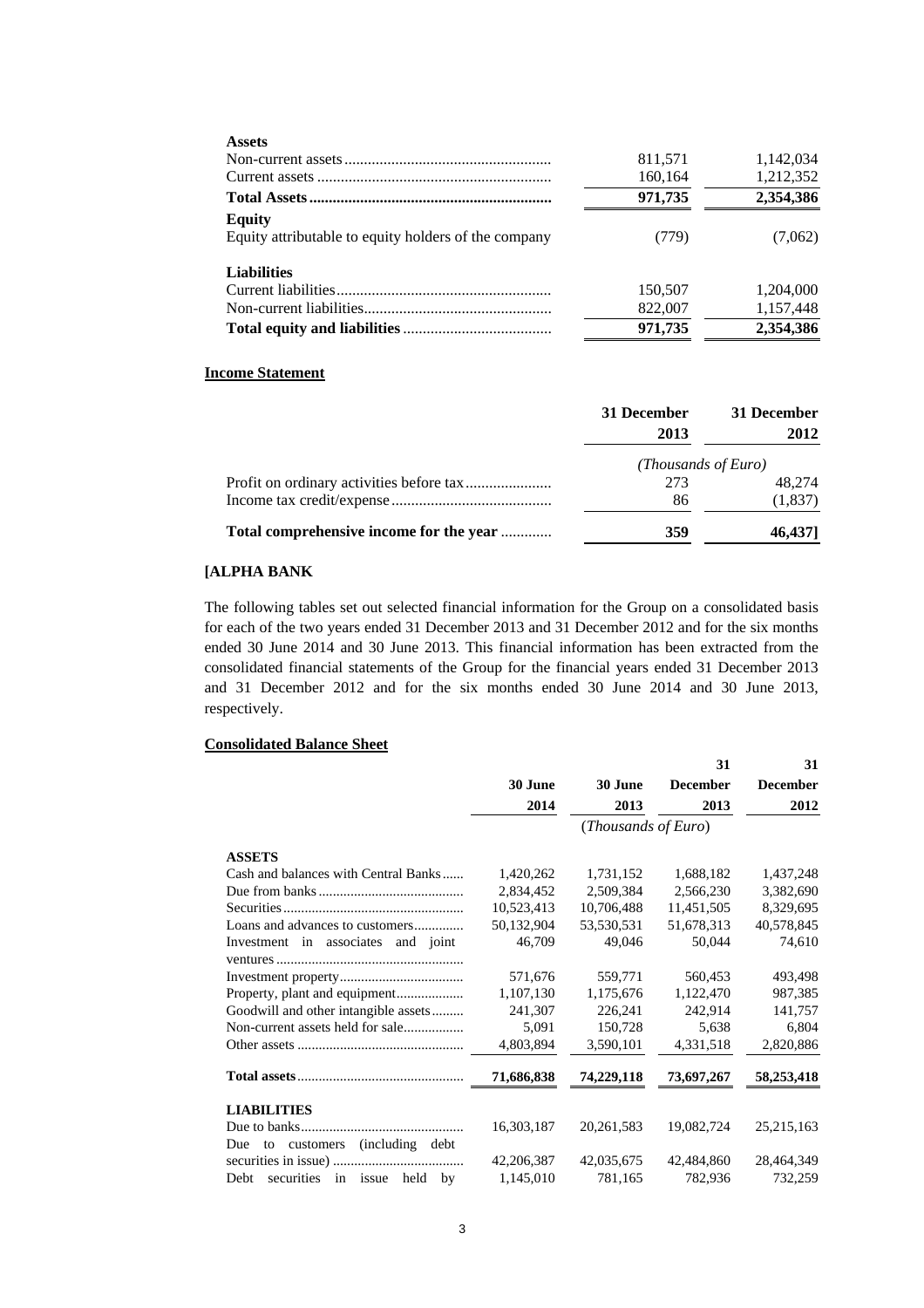| | | |
|---|---|---|
| **Assets** | | |
| Non-current assets | 811,571 | 1,142,034 |
| Current assets | 160,164 | 1,212,352 |
| **Total Assets** | **971,735** | **2,354,386** |
| **Equity** | | |
| Equity attributable to equity holders of the company | (779) | (7,062) |
| **Liabilities** | | |
| Current liabilities | 150,507 | 1,204,000 |
| Non-current liabilities | 822,007 | 1,157,448 |
| **Total equity and liabilities** | **971,735** | **2,354,386** |

**Income Statement**

| | 31 December 2013 | 31 December 2012 |
|---|---|---|
| | *(Thousands of Euro)* | |
| Profit on ordinary activities before tax | 273 | 48,274 |
| Income tax credit/expense | 86 | (1,837) |
| **Total comprehensive income for the year** | **359** | **46,437]** |

**[ALPHA BANK**

The following tables set out selected financial information for the Group on a consolidated basis for each of the two years ended 31 December 2013 and 31 December 2012 and for the six months ended 30 June 2014 and 30 June 2013. This financial information has been extracted from the consolidated financial statements of the Group for the financial years ended 31 December 2013 and 31 December 2012 and for the six months ended 30 June 2014 and 30 June 2013, respectively.

**Consolidated Balance Sheet**

| | 30 June 2014 | 30 June 2013 | 31 December 2013 | 31 December 2012 |
|---|---|---|---|---|
| | (*Thousands of Euro*) | | | |
| **ASSETS** | | | | |
| Cash and balances with Central Banks | 1,420,262 | 1,731,152 | 1,688,182 | 1,437,248 |
| Due from banks | 2,834,452 | 2,509,384 | 2,566,230 | 3,382,690 |
| Securities | 10,523,413 | 10,706,488 | 11,451,505 | 8,329,695 |
| Loans and advances to customers | 50,132,904 | 53,530,531 | 51,678,313 | 40,578,845 |
| Investment in associates and joint ventures | 46,709 | 49,046 | 50,044 | 74,610 |
| Investment property | 571,676 | 559,771 | 560,453 | 493,498 |
| Property, plant and equipment | 1,107,130 | 1,175,676 | 1,122,470 | 987,385 |
| Goodwill and other intangible assets | 241,307 | 226,241 | 242,914 | 141,757 |
| Non-current assets held for sale | 5,091 | 150,728 | 5,638 | 6,804 |
| Other assets | 4,803,894 | 3,590,101 | 4,331,518 | 2,820,886 |
| **Total assets** | **71,686,838** | **74,229,118** | **73,697,267** | **58,253,418** |
| **LIABILITIES** | | | | |
| Due to banks | 16,303,187 | 20,261,583 | 19,082,724 | 25,215,163 |
| Due to customers (including debt securities in issue) | 42,206,387 | 42,035,675 | 42,484,860 | 28,464,349 |
| Debt securities in issue held by | 1,145,010 | 781,165 | 782,936 | 732,259 |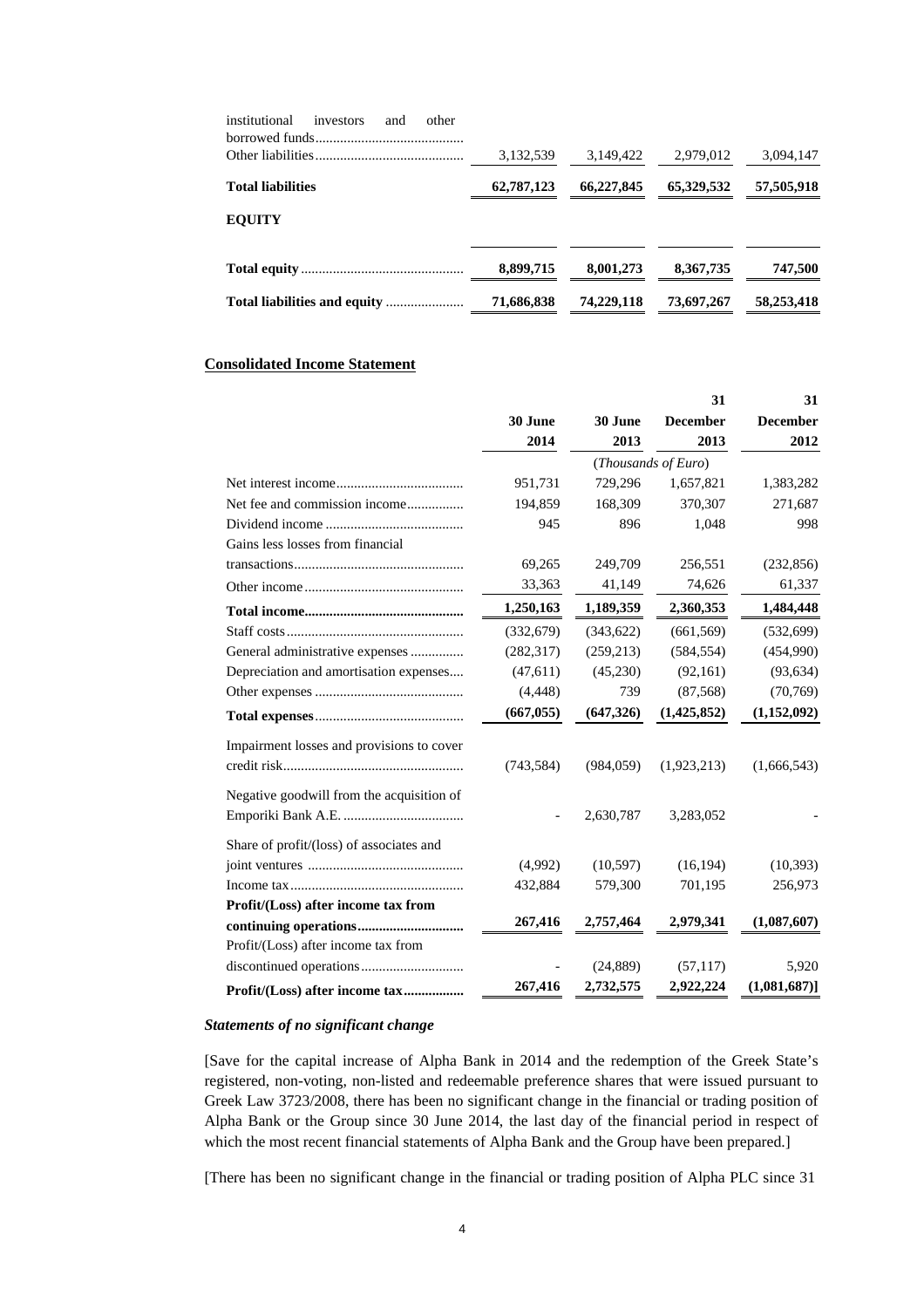| | | | | |
|---|---|---|---|---|
| institutional investors and other borrowed funds.......................................... | | | | |
| Other liabilities.......................................... | 3,132,539 | 3,149,422 | 2,979,012 | 3,094,147 |
| **Total liabilities** | **62,787,123** | **66,227,845** | **65,329,532** | **57,505,918** |
| **EQUITY** | | | | |
| **Total equity** .............................................. | **8,899,715** | **8,001,273** | **8,367,735** | **747,500** |
| **Total liabilities and equity** ...................... | **71,686,838** | **74,229,118** | **73,697,267** | **58,253,418** |

**Consolidated Income Statement**

| | 30 June 2014 | 30 June 2013 | 31 December 2013 | 31 December 2012 |
|---|---|---|---|---|
| | | (*Thousands of Euro*) | | |
| Net interest income.................................... | 951,731 | 729,296 | 1,657,821 | 1,383,282 |
| Net fee and commission income................ | 194,859 | 168,309 | 370,307 | 271,687 |
| Dividend income ....................................... | 945 | 896 | 1,048 | 998 |
| Gains less losses from financial transactions................................................ | 69,265 | 249,709 | 256,551 | (232,856) |
| Other income ............................................. | 33,363 | 41,149 | 74,626 | 61,337 |
| **Total income.............................................** | **1,250,163** | **1,189,359** | **2,360,353** | **1,484,448** |
| Staff costs .................................................. | (332,679) | (343,622) | (661,569) | (532,699) |
| General administrative expenses ............... | (282,317) | (259,213) | (584,554) | (454,990) |
| Depreciation and amortisation expenses.... | (47,611) | (45,230) | (92,161) | (93,634) |
| Other expenses .......................................... | (4,448) | 739 | (87,568) | (70,769) |
| **Total expenses**.......................................... | **(667,055)** | **(647,326)** | **(1,425,852)** | **(1,152,092)** |
| Impairment losses and provisions to cover credit risk................................................... | (743,584) | (984,059) | (1,923,213) | (1,666,543) |
| Negative goodwill from the acquisition of Emporiki Bank A.E. .................................. | - | 2,630,787 | 3,283,052 | - |
| Share of profit/(loss) of associates and joint ventures ............................................ | (4,992) | (10,597) | (16,194) | (10,393) |
| Income tax................................................. | 432,884 | 579,300 | 701,195 | 256,973 |
| **Profit/(Loss) after income tax from continuing operations..............................** | **267,416** | **2,757,464** | **2,979,341** | **(1,087,607)** |
| Profit/(Loss) after income tax from discontinued operations............................. | - | (24,889) | (57,117) | 5,920 |
| **Profit/(Loss) after income tax.................** | **267,416** | **2,732,575** | **2,922,224** | **(1,081,687)]** |

***Statements of no significant change***

[Save for the capital increase of Alpha Bank in 2014 and the redemption of the Greek State's registered, non-voting, non-listed and redeemable preference shares that were issued pursuant to Greek Law 3723/2008, there has been no significant change in the financial or trading position of Alpha Bank or the Group since 30 June 2014, the last day of the financial period in respect of which the most recent financial statements of Alpha Bank and the Group have been prepared.]

[There has been no significant change in the financial or trading position of Alpha PLC since 31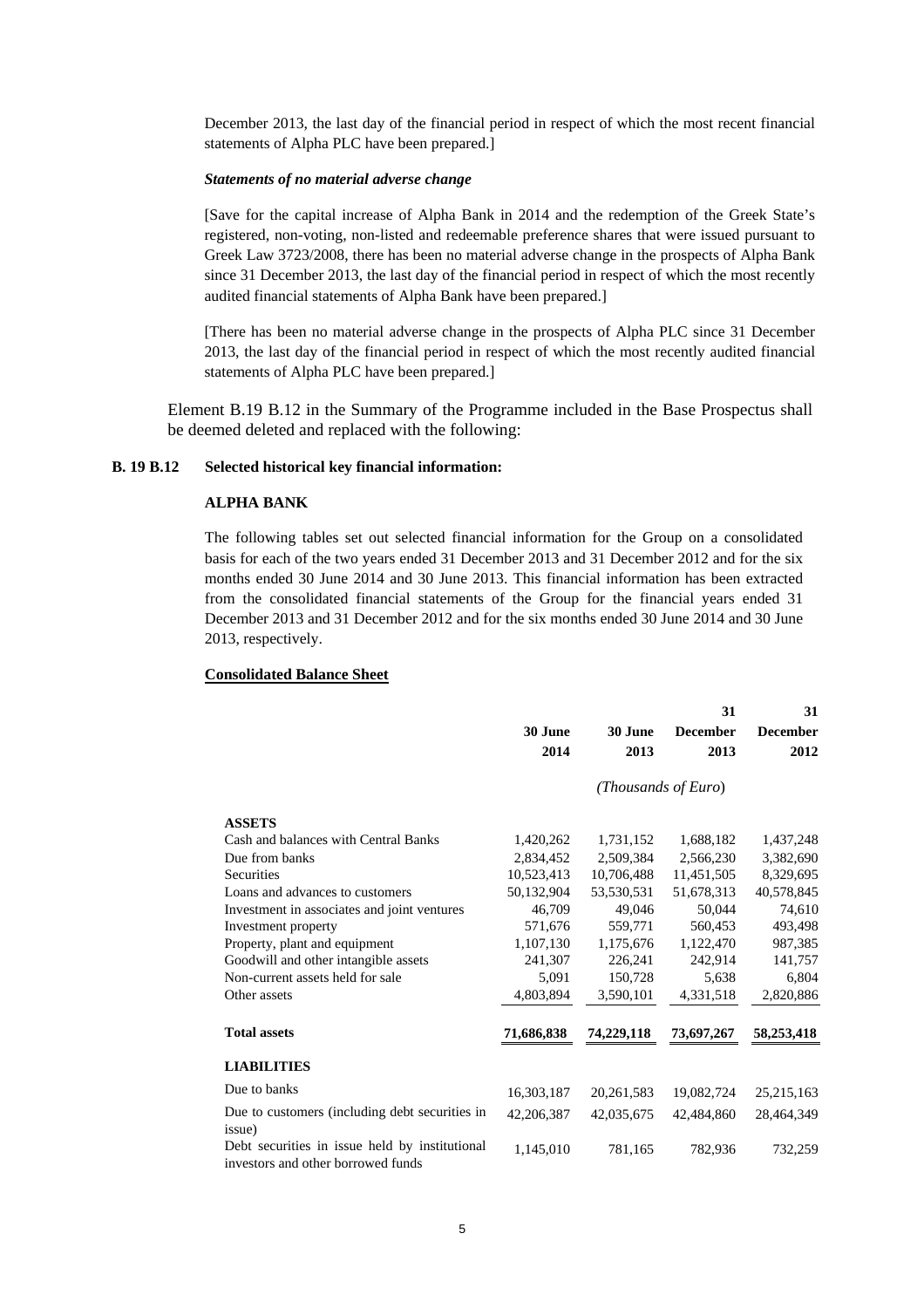December 2013, the last day of the financial period in respect of which the most recent financial statements of Alpha PLC have been prepared.]

***Statements of no material adverse change***

[Save for the capital increase of Alpha Bank in 2014 and the redemption of the Greek State's registered, non-voting, non-listed and redeemable preference shares that were issued pursuant to Greek Law 3723/2008, there has been no material adverse change in the prospects of Alpha Bank since 31 December 2013, the last day of the financial period in respect of which the most recently audited financial statements of Alpha Bank have been prepared.]

[There has been no material adverse change in the prospects of Alpha PLC since 31 December 2013, the last day of the financial period in respect of which the most recently audited financial statements of Alpha PLC have been prepared.]

Element B.19 B.12 in the Summary of the Programme included in the Base Prospectus shall be deemed deleted and replaced with the following:

**B. 19 B.12 Selected historical key financial information:**

**ALPHA BANK**

The following tables set out selected financial information for the Group on a consolidated basis for each of the two years ended 31 December 2013 and 31 December 2012 and for the six months ended 30 June 2014 and 30 June 2013. This financial information has been extracted from the consolidated financial statements of the Group for the financial years ended 31 December 2013 and 31 December 2012 and for the six months ended 30 June 2014 and 30 June 2013, respectively.

**Consolidated Balance Sheet**

| | 30 June 2014 | 30 June 2013 | 31 December 2013 | 31 December 2012 |
|---|---|---|---|---|
| | *(Thousands of Euro)* | | | |
| **ASSETS** | | | | |
| Cash and balances with Central Banks | 1,420,262 | 1,731,152 | 1,688,182 | 1,437,248 |
| Due from banks | 2,834,452 | 2,509,384 | 2,566,230 | 3,382,690 |
| Securities | 10,523,413 | 10,706,488 | 11,451,505 | 8,329,695 |
| Loans and advances to customers | 50,132,904 | 53,530,531 | 51,678,313 | 40,578,845 |
| Investment in associates and joint ventures | 46,709 | 49,046 | 50,044 | 74,610 |
| Investment property | 571,676 | 559,771 | 560,453 | 493,498 |
| Property, plant and equipment | 1,107,130 | 1,175,676 | 1,122,470 | 987,385 |
| Goodwill and other intangible assets | 241,307 | 226,241 | 242,914 | 141,757 |
| Non-current assets held for sale | 5,091 | 150,728 | 5,638 | 6,804 |
| Other assets | 4,803,894 | 3,590,101 | 4,331,518 | 2,820,886 |
| **Total assets** | **71,686,838** | **74,229,118** | **73,697,267** | **58,253,418** |
| **LIABILITIES** | | | | |
| Due to banks | 16,303,187 | 20,261,583 | 19,082,724 | 25,215,163 |
| Due to customers (including debt securities in issue) | 42,206,387 | 42,035,675 | 42,484,860 | 28,464,349 |
| Debt securities in issue held by institutional investors and other borrowed funds | 1,145,010 | 781,165 | 782,936 | 732,259 |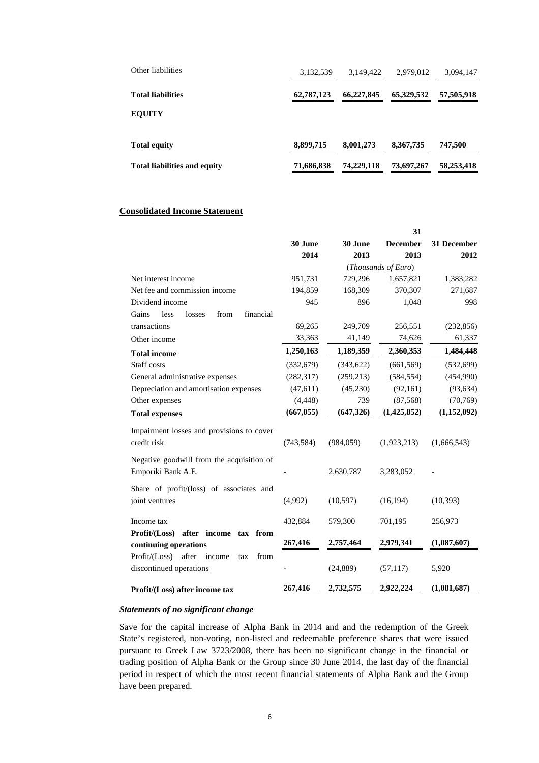| | | | | |
|---|---|---|---|---|
| Other liabilities | 3,132,539 | 3,149,422 | 2,979,012 | 3,094,147 |
| **Total liabilities** | **62,787,123** | **66,227,845** | **65,329,532** | **57,505,918** |
| **EQUITY** | | | | |
| **Total equity** | **8,899,715** | **8,001,273** | **8,367,735** | **747,500** |
| **Total liabilities and equity** | **71,686,838** | **74,229,118** | **73,697,267** | **58,253,418** |

**Consolidated Income Statement**

| | **30 June 2014** | **30 June 2013** | **31 December 2013** | **31 December 2012** |
|---|---|---|---|---|
| | | (*Thousands of Euro*) | | |
| Net interest income | 951,731 | 729,296 | 1,657,821 | 1,383,282 |
| Net fee and commission income | 194,859 | 168,309 | 370,307 | 271,687 |
| Dividend income | 945 | 896 | 1,048 | 998 |
| Gains less losses from financial transactions | 69,265 | 249,709 | 256,551 | (232,856) |
| Other income | 33,363 | 41,149 | 74,626 | 61,337 |
| **Total income** | **1,250,163** | **1,189,359** | **2,360,353** | **1,484,448** |
| Staff costs | (332,679) | (343,622) | (661,569) | (532,699) |
| General administrative expenses | (282,317) | (259,213) | (584,554) | (454,990) |
| Depreciation and amortisation expenses | (47,611) | (45,230) | (92,161) | (93,634) |
| Other expenses | (4,448) | 739 | (87,568) | (70,769) |
| **Total expenses** | **(667,055)** | **(647,326)** | **(1,425,852)** | **(1,152,092)** |
| Impairment losses and provisions to cover credit risk | (743,584) | (984,059) | (1,923,213) | (1,666,543) |
| Negative goodwill from the acquisition of Emporiki Bank A.E. | - | 2,630,787 | 3,283,052 | - |
| Share of profit/(loss) of associates and joint ventures | (4,992) | (10,597) | (16,194) | (10,393) |
| Income tax | 432,884 | 579,300 | 701,195 | 256,973 |
| **Profit/(Loss) after income tax from continuing operations** | **267,416** | **2,757,464** | **2,979,341** | **(1,087,607)** |
| Profit/(Loss) after income tax from discontinued operations | - | (24,889) | (57,117) | 5,920 |
| **Profit/(Loss) after income tax** | **267,416** | **2,732,575** | **2,922,224** | **(1,081,687)** |

***Statements of no significant change***

Save for the capital increase of Alpha Bank in 2014 and and the redemption of the Greek State's registered, non-voting, non-listed and redeemable preference shares that were issued pursuant to Greek Law 3723/2008, there has been no significant change in the financial or trading position of Alpha Bank or the Group since 30 June 2014, the last day of the financial period in respect of which the most recent financial statements of Alpha Bank and the Group have been prepared.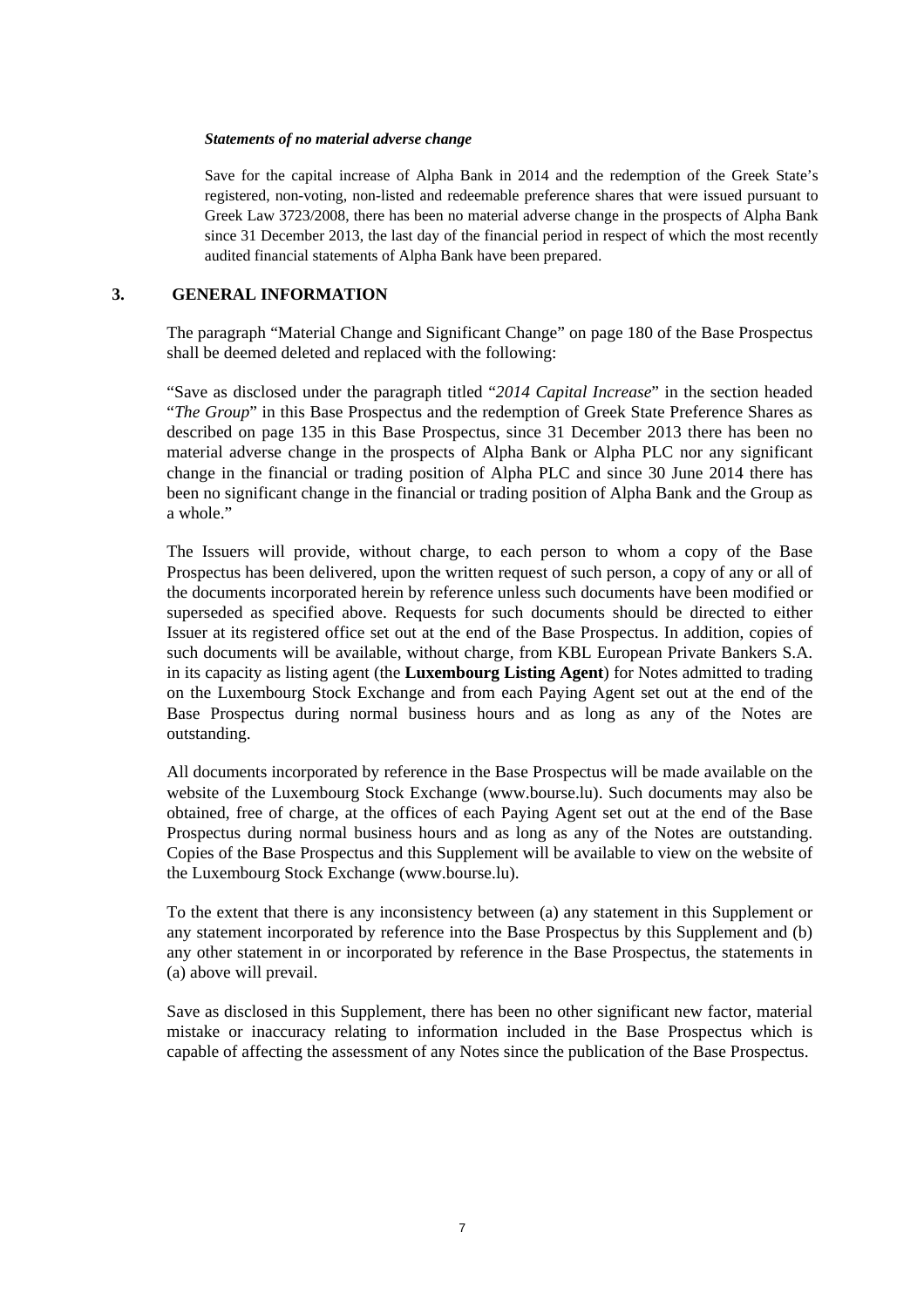***Statements of no material adverse change***

Save for the capital increase of Alpha Bank in 2014 and the redemption of the Greek State's registered, non-voting, non-listed and redeemable preference shares that were issued pursuant to Greek Law 3723/2008, there has been no material adverse change in the prospects of Alpha Bank since 31 December 2013, the last day of the financial period in respect of which the most recently audited financial statements of Alpha Bank have been prepared.

## 3. GENERAL INFORMATION

The paragraph "Material Change and Significant Change" on page 180 of the Base Prospectus shall be deemed deleted and replaced with the following:

"Save as disclosed under the paragraph titled "*2014 Capital Increase*" in the section headed "*The Group*" in this Base Prospectus and the redemption of Greek State Preference Shares as described on page 135 in this Base Prospectus, since 31 December 2013 there has been no material adverse change in the prospects of Alpha Bank or Alpha PLC nor any significant change in the financial or trading position of Alpha PLC and since 30 June 2014 there has been no significant change in the financial or trading position of Alpha Bank and the Group as a whole."

The Issuers will provide, without charge, to each person to whom a copy of the Base Prospectus has been delivered, upon the written request of such person, a copy of any or all of the documents incorporated herein by reference unless such documents have been modified or superseded as specified above. Requests for such documents should be directed to either Issuer at its registered office set out at the end of the Base Prospectus. In addition, copies of such documents will be available, without charge, from KBL European Private Bankers S.A. in its capacity as listing agent (the **Luxembourg Listing Agent**) for Notes admitted to trading on the Luxembourg Stock Exchange and from each Paying Agent set out at the end of the Base Prospectus during normal business hours and as long as any of the Notes are outstanding.

All documents incorporated by reference in the Base Prospectus will be made available on the website of the Luxembourg Stock Exchange (www.bourse.lu). Such documents may also be obtained, free of charge, at the offices of each Paying Agent set out at the end of the Base Prospectus during normal business hours and as long as any of the Notes are outstanding. Copies of the Base Prospectus and this Supplement will be available to view on the website of the Luxembourg Stock Exchange (www.bourse.lu).

To the extent that there is any inconsistency between (a) any statement in this Supplement or any statement incorporated by reference into the Base Prospectus by this Supplement and (b) any other statement in or incorporated by reference in the Base Prospectus, the statements in (a) above will prevail.

Save as disclosed in this Supplement, there has been no other significant new factor, material mistake or inaccuracy relating to information included in the Base Prospectus which is capable of affecting the assessment of any Notes since the publication of the Base Prospectus.